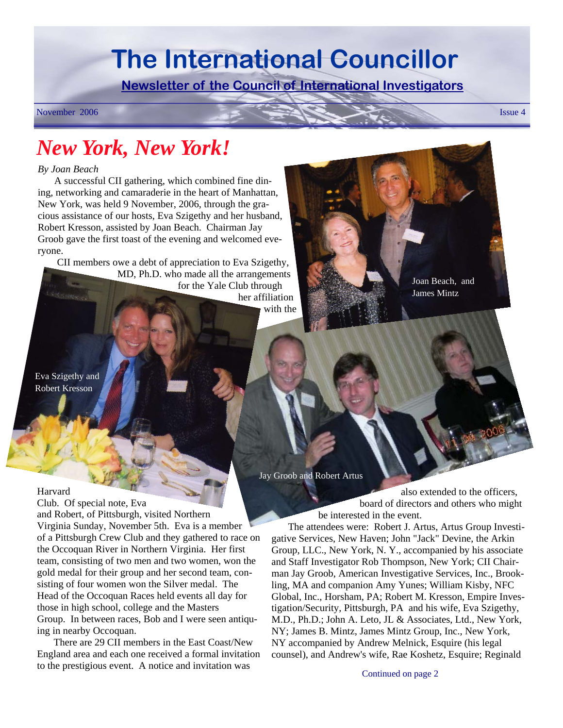# The International Councillor

**Newsletter of the Council of International Investigators**

November 2006 Issue 4

# *New York, New York!*

*By Joan Beach*

A successful CII gathering, which combined fine dining, networking and camaraderie in the heart of Manhattan, New York, was held 9 November, 2006, through the gracious assistance of our hosts, Eva Szigethy and her husband, Robert Kresson, assisted by Joan Beach. Chairman Jay Groob gave the first toast of the evening and welcomed everyone.

CII members owe a debt of appreciation to Eva Szigethy, MD, Ph.D. who made all the arrangements for the Yale Club through her affiliation with the Harvard Club. Of special note, Eva and Robert, of Pittsburgh, visited Northern Virginia Sunday, November 5th. Eva is a member of a Pittsburgh Crew Club and they gathered to race on the Occoquan River in Northern Virginia. Her first team, consisting of two men and two women, won the gold medal for their group and her second team, consisting of four women won the Silver medal. The Head of the Occoquan Races held events all day for those in high school, college and the Masters Group. In between races, Bob and I were seen antiquing in nearby Occoquan.

There are 29 CII members in the East Coast/New England area and each one received a formal invitation to the prestigious event. A notice and invitation was also extended to the officers, board of directors and others who might be interested in the event.

The attendees were: Robert J. Artus, Artus Group Investigative Services, New Haven; John "Jack" Devine, the Arkin Group, LLC., New York, N. Y., accompanied by his associate and Staff Investigator Rob Thompson, New York; CII Chairman Jay Groob, American Investigative Services, Inc., Brookling, MA and companion Amy Yunes; William Kisby, NFC Global, Inc., Horsham, PA; Robert M. Kresson, Empire Investigation/Security, Pittsburgh, PA and his wife, Eva Szigethy, M.D., Ph.D.; John A. Leto, JL & Associates, Ltd., New York, NY; James B. Mintz, James Mintz Group, Inc., New York, NY accompanied by Andrew Melnick, Esquire (his legal counsel), and Andrew's wife, Rae Koshetz, Esquire; Reginald

Continued on page 2

Joan Beach, and James Mintz

Eva Szigethy and Robert Kresson

Jay Groob and Robert Artus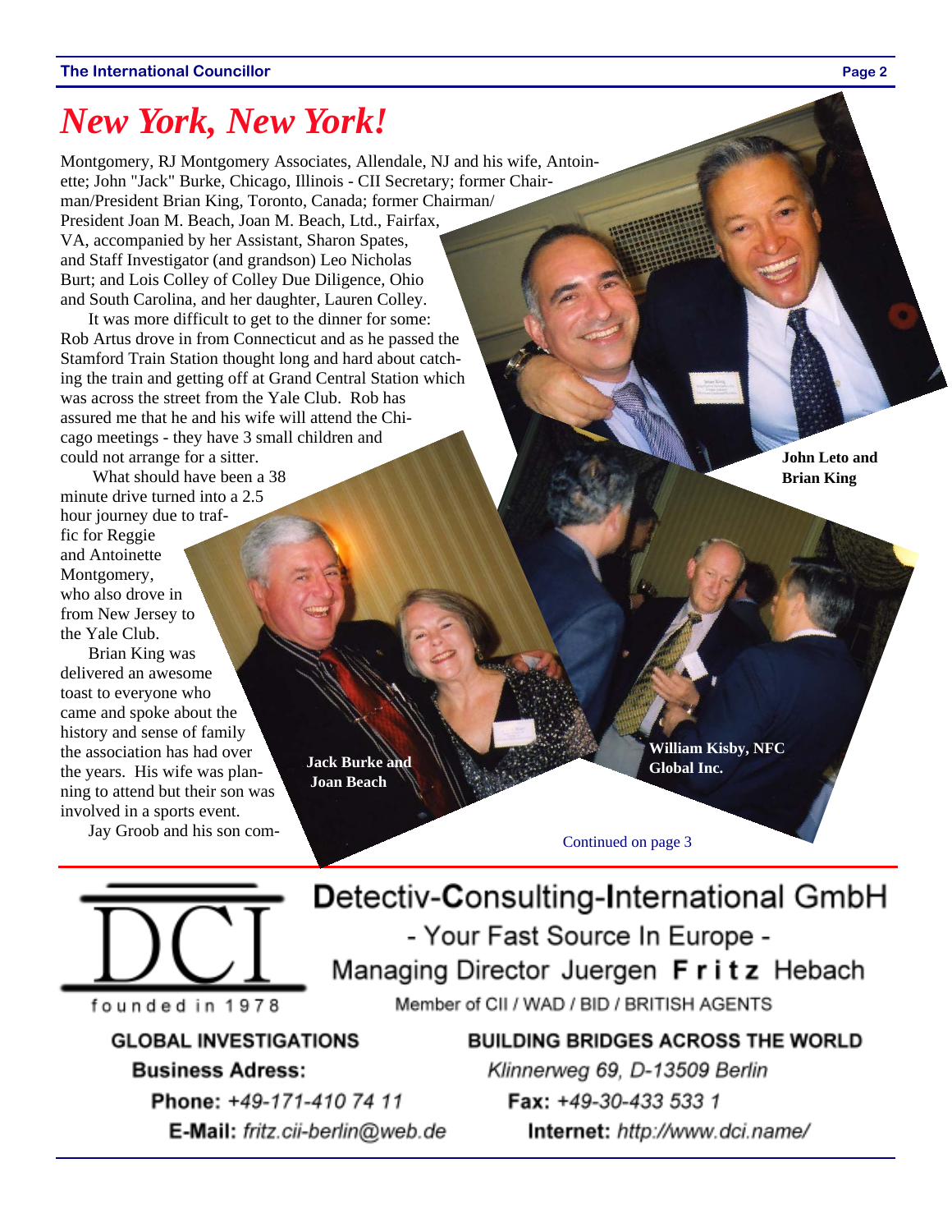# *New York, New York!*

Montgomery, RJ Montgomery Associates, Allendale, NJ and his wife, Antoinette; John "Jack" Burke, Chicago, Illinois - CII Secretary; former Chairman/President Brian King, Toronto, Canada; former Chairman/President Joan M. Beach, Joan M. Beach, Ltd., Fairfax, VA, accompanied by her Assistant, Sharon Spates, and Staff Investigator (and grandson) Leo Nicholas Burt; and Lois Colley of Colley Due Diligence, Ohio and South Carolina, and her daughter, Lauren Colley.

It was more difficult to get to the dinner for some: Rob Artus drove in from Connecticut and as he passed the Stamford Train Station thought long and hard about catching the train and getting off at Grand Central Station which was across the street from the Yale Club. Rob has assured me that he and his wife will attend the Chicago meetings - they have 3 small children and could not arrange for a sitter.

What should have been a 38 minute drive turned into a 2.5 hour journey due to traffic for Reggie and Antoinette Montgomery, who also drove in from New Jersey to the Yale Club.

Brian King was delivered an awesome toast to everyone who came and spoke about the history and sense of family the association has had over the years. His wife was planning to attend but their son was involved in a sports event.

Jay Groob and his son com-

**John Leto and Brian King**

**Jack Burke and Joan Beach**

**William Kisby, NFC Global Inc.**

Continued on page 3

---

**DCI**

founded in 1978

**Detectiv-Consulting-International GmbH**

- Your Fast Source In Europe -

Managing Director Juergen **Fritz** Hebach

Member of CII / WAD / BID / BRITISH AGENTS

**GLOBAL INVESTIGATIONS** — **BUILDING BRIDGES ACROSS THE WORLD**

**Business Adress:** *Klinnerweg 69, D-13509 Berlin*

**Phone:** *+49-171-410 74 11* **Fax:** *+49-30-433 533 1*

**E-Mail:** *fritz.cii-berlin@web.de* **Internet:** *http://www.dci.name/*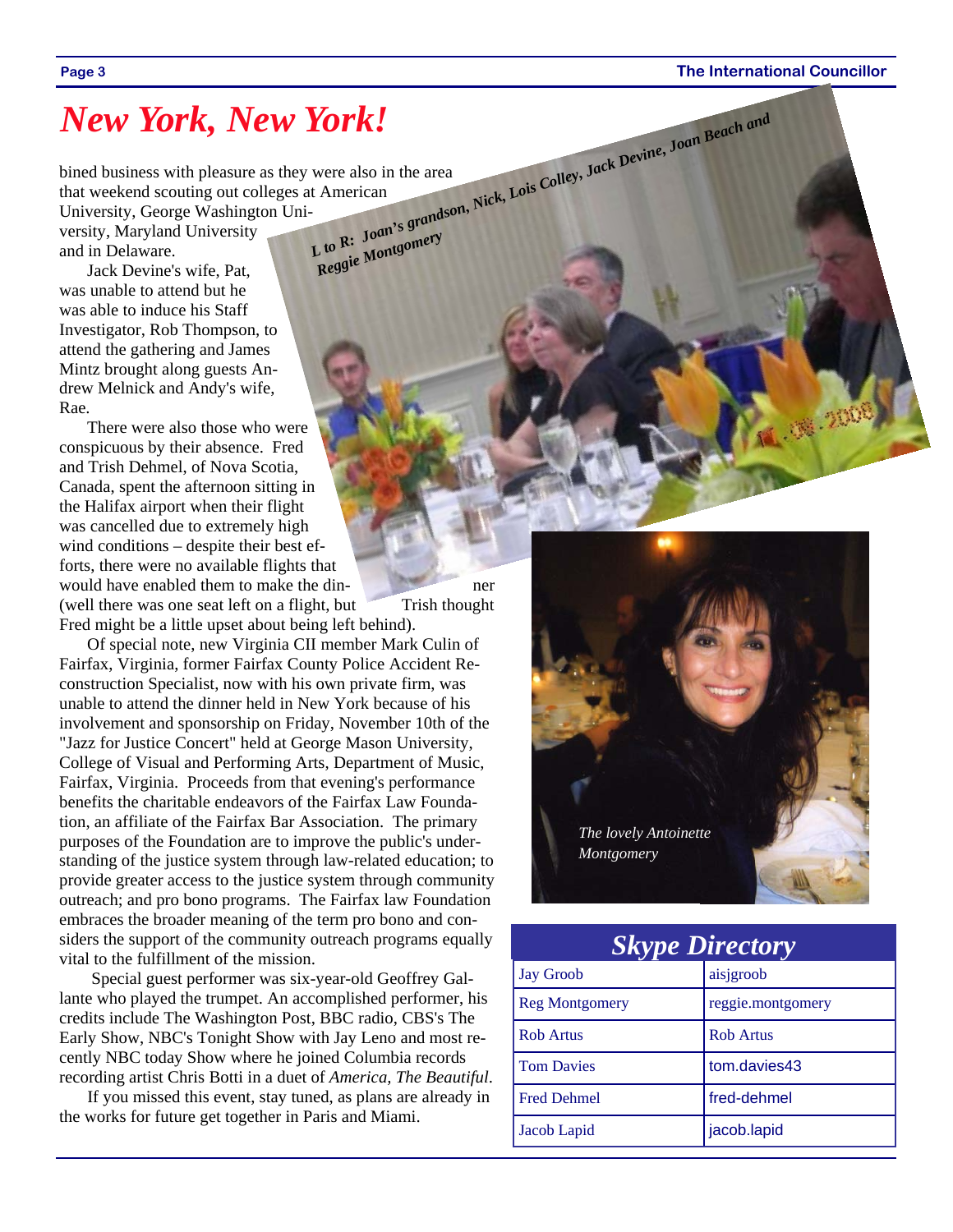# New York, New York!

bined business with pleasure as they were also in the area that weekend scouting out colleges at American University, George Washington University, Maryland University and in Delaware.

Jack Devine's wife, Pat, was unable to attend but he was able to induce his Staff Investigator, Rob Thompson, to attend the gathering and James Mintz brought along guests Andrew Melnick and Andy's wife, Rae.

There were also those who were conspicuous by their absence. Fred and Trish Dehmel, of Nova Scotia, Canada, spent the afternoon sitting in the Halifax airport when their flight was cancelled due to extremely high wind conditions – despite their best efforts, there were no available flights that would have enabled them to make the dinner (well there was one seat left on a flight, but Trish thought Fred might be a little upset about being left behind).

Of special note, new Virginia CII member Mark Culin of Fairfax, Virginia, former Fairfax County Police Accident Reconstruction Specialist, now with his own private firm, was unable to attend the dinner held in New York because of his involvement and sponsorship on Friday, November 10th of the "Jazz for Justice Concert" held at George Mason University, College of Visual and Performing Arts, Department of Music, Fairfax, Virginia. Proceeds from that evening's performance benefits the charitable endeavors of the Fairfax Law Foundation, an affiliate of the Fairfax Bar Association. The primary purposes of the Foundation are to improve the public's understanding of the justice system through law-related education; to provide greater access to the justice system through community outreach; and pro bono programs. The Fairfax law Foundation embraces the broader meaning of the term pro bono and considers the support of the community outreach programs equally vital to the fulfillment of the mission.

Special guest performer was six-year-old Geoffrey Gallante who played the trumpet. An accomplished performer, his credits include The Washington Post, BBC radio, CBS's The Early Show, NBC's Tonight Show with Jay Leno and most recently NBC today Show where he joined Columbia records recording artist Chris Botti in a duet of *America, The Beautiful*.

If you missed this event, stay tuned, as plans are already in the works for future get together in Paris and Miami.

*L to R: Joan's grandson, Nick, Lois Colley, Jack Devine, Joan Beach and Reggie Montgomery*

*The lovely Antoinette Montgomery*

## Skype Directory

| Name | Skype |
|---|---|
| Jay Groob | aisjgroob |
| Reg Montgomery | reggie.montgomery |
| Rob Artus | Rob Artus |
| Tom Davies | tom.davies43 |
| Fred Dehmel | fred-dehmel |
| Jacob Lapid | jacob.lapid |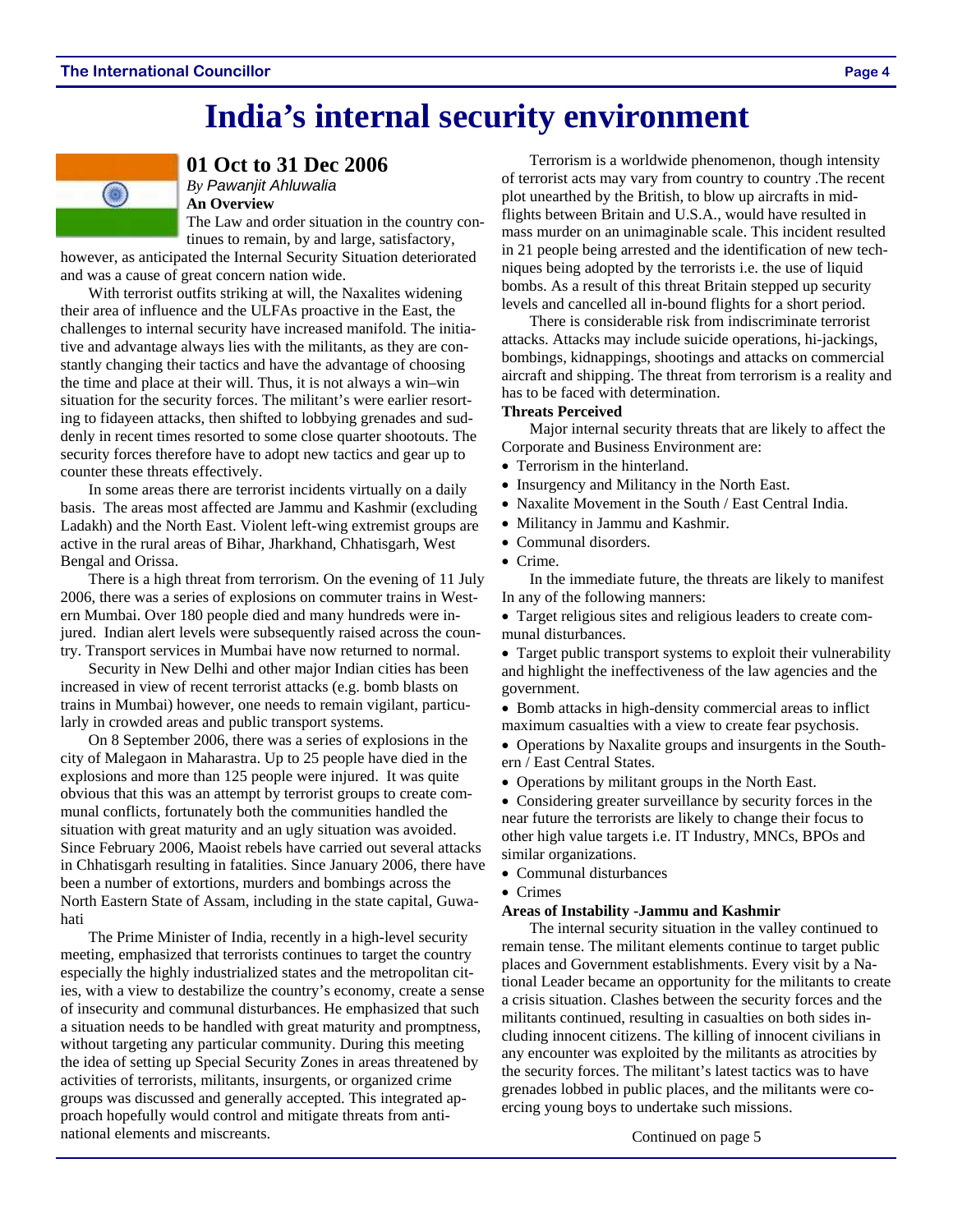# India's internal security environment

## 01 Oct to 31 Dec 2006

*By Pawanjit Ahluwalia*

**An Overview**

The Law and order situation in the country continues to remain, by and large, satisfactory, however, as anticipated the Internal Security Situation deteriorated and was a cause of great concern nation wide.

With terrorist outfits striking at will, the Naxalites widening their area of influence and the ULFAs proactive in the East, the challenges to internal security have increased manifold. The initiative and advantage always lies with the militants, as they are constantly changing their tactics and have the advantage of choosing the time and place at their will. Thus, it is not always a win–win situation for the security forces. The militant's were earlier resorting to fidayeen attacks, then shifted to lobbying grenades and suddenly in recent times resorted to some close quarter shootouts. The security forces therefore have to adopt new tactics and gear up to counter these threats effectively.

In some areas there are terrorist incidents virtually on a daily basis. The areas most affected are Jammu and Kashmir (excluding Ladakh) and the North East. Violent left-wing extremist groups are active in the rural areas of Bihar, Jharkhand, Chhatisgarh, West Bengal and Orissa.

There is a high threat from terrorism. On the evening of 11 July 2006, there was a series of explosions on commuter trains in Western Mumbai. Over 180 people died and many hundreds were injured. Indian alert levels were subsequently raised across the country. Transport services in Mumbai have now returned to normal.

Security in New Delhi and other major Indian cities has been increased in view of recent terrorist attacks (e.g. bomb blasts on trains in Mumbai) however, one needs to remain vigilant, particularly in crowded areas and public transport systems.

On 8 September 2006, there was a series of explosions in the city of Malegaon in Maharastra. Up to 25 people have died in the explosions and more than 125 people were injured. It was quite obvious that this was an attempt by terrorist groups to create communal conflicts, fortunately both the communities handled the situation with great maturity and an ugly situation was avoided. Since February 2006, Maoist rebels have carried out several attacks in Chhatisgarh resulting in fatalities. Since January 2006, there have been a number of extortions, murders and bombings across the North Eastern State of Assam, including in the state capital, Guwahati

The Prime Minister of India, recently in a high-level security meeting, emphasized that terrorists continues to target the country especially the highly industrialized states and the metropolitan cities, with a view to destabilize the country's economy, create a sense of insecurity and communal disturbances. He emphasized that such a situation needs to be handled with great maturity and promptness, without targeting any particular community. During this meeting the idea of setting up Special Security Zones in areas threatened by activities of terrorists, militants, insurgents, or organized crime groups was discussed and generally accepted. This integrated approach hopefully would control and mitigate threats from anti-national elements and miscreants.

Terrorism is a worldwide phenomenon, though intensity of terrorist acts may vary from country to country .The recent plot unearthed by the British, to blow up aircrafts in mid-flights between Britain and U.S.A., would have resulted in mass murder on an unimaginable scale. This incident resulted in 21 people being arrested and the identification of new techniques being adopted by the terrorists i.e. the use of liquid bombs. As a result of this threat Britain stepped up security levels and cancelled all in-bound flights for a short period.

There is considerable risk from indiscriminate terrorist attacks. Attacks may include suicide operations, hi-jackings, bombings, kidnappings, shootings and attacks on commercial aircraft and shipping. The threat from terrorism is a reality and has to be faced with determination.

**Threats Perceived**

Major internal security threats that are likely to affect the Corporate and Business Environment are:

- Terrorism in the hinterland.
- Insurgency and Militancy in the North East.
- Naxalite Movement in the South / East Central India.
- Militancy in Jammu and Kashmir.
- Communal disorders.
- Crime.

In the immediate future, the threats are likely to manifest In any of the following manners:

- Target religious sites and religious leaders to create communal disturbances.
- Target public transport systems to exploit their vulnerability and highlight the ineffectiveness of the law agencies and the government.
- Bomb attacks in high-density commercial areas to inflict maximum casualties with a view to create fear psychosis.
- Operations by Naxalite groups and insurgents in the Southern / East Central States.
- Operations by militant groups in the North East.
- Considering greater surveillance by security forces in the near future the terrorists are likely to change their focus to other high value targets i.e. IT Industry, MNCs, BPOs and similar organizations.
- Communal disturbances
- Crimes

**Areas of Instability -Jammu and Kashmir**

The internal security situation in the valley continued to remain tense. The militant elements continue to target public places and Government establishments. Every visit by a National Leader became an opportunity for the militants to create a crisis situation. Clashes between the security forces and the militants continued, resulting in casualties on both sides including innocent citizens. The killing of innocent civilians in any encounter was exploited by the militants as atrocities by the security forces. The militant's latest tactics was to have grenades lobbed in public places, and the militants were coercing young boys to undertake such missions.

Continued on page 5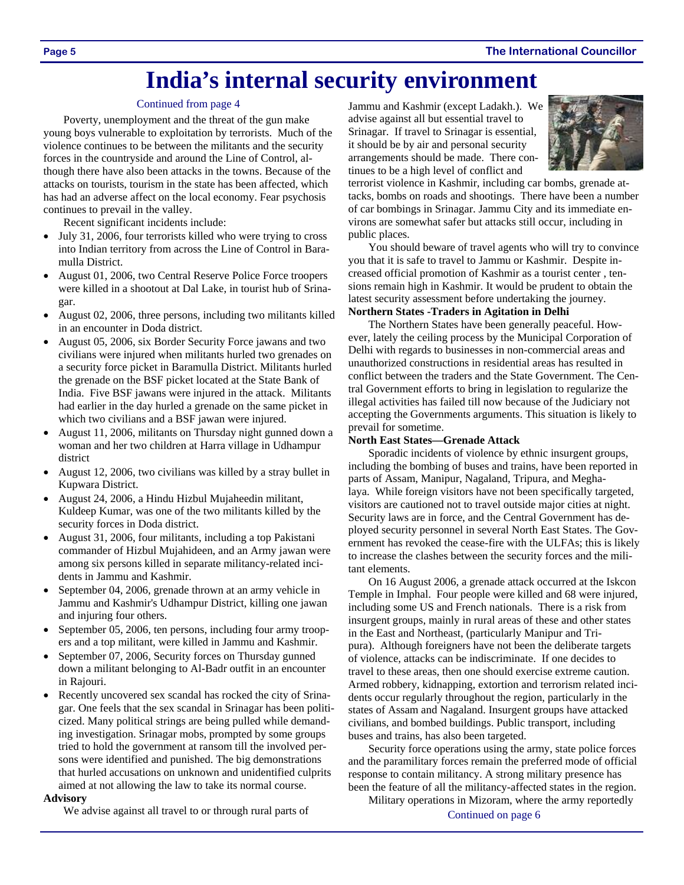# India's internal security environment

Continued from page 4

Poverty, unemployment and the threat of the gun make young boys vulnerable to exploitation by terrorists. Much of the violence continues to be between the militants and the security forces in the countryside and around the Line of Control, although there have also been attacks in the towns. Because of the attacks on tourists, tourism in the state has been affected, which has had an adverse affect on the local economy. Fear psychosis continues to prevail in the valley.

Recent significant incidents include:

- July 31, 2006, four terrorists killed who were trying to cross into Indian territory from across the Line of Control in Baramulla District.
- August 01, 2006, two Central Reserve Police Force troopers were killed in a shootout at Dal Lake, in tourist hub of Srinagar.
- August 02, 2006, three persons, including two militants killed in an encounter in Doda district.
- August 05, 2006, six Border Security Force jawans and two civilians were injured when militants hurled two grenades on a security force picket in Baramulla District. Militants hurled the grenade on the BSF picket located at the State Bank of India. Five BSF jawans were injured in the attack. Militants had earlier in the day hurled a grenade on the same picket in which two civilians and a BSF jawan were injured.
- August 11, 2006, militants on Thursday night gunned down a woman and her two children at Harra village in Udhampur district
- August 12, 2006, two civilians was killed by a stray bullet in Kupwara District.
- August 24, 2006, a Hindu Hizbul Mujaheedin militant, Kuldeep Kumar, was one of the two militants killed by the security forces in Doda district.
- August 31, 2006, four militants, including a top Pakistani commander of Hizbul Mujahideen, and an Army jawan were among six persons killed in separate militancy-related incidents in Jammu and Kashmir.
- September 04, 2006, grenade thrown at an army vehicle in Jammu and Kashmir's Udhampur District, killing one jawan and injuring four others.
- September 05, 2006, ten persons, including four army troopers and a top militant, were killed in Jammu and Kashmir.
- September 07, 2006, Security forces on Thursday gunned down a militant belonging to Al-Badr outfit in an encounter in Rajouri.
- Recently uncovered sex scandal has rocked the city of Srinagar. One feels that the sex scandal in Srinagar has been politicized. Many political strings are being pulled while demanding investigation. Srinagar mobs, prompted by some groups tried to hold the government at ransom till the involved persons were identified and punished. The big demonstrations that hurled accusations on unknown and unidentified culprits aimed at not allowing the law to take its normal course.

**Advisory**

We advise against all travel to or through rural parts of Jammu and Kashmir (except Ladakh.). We advise against all but essential travel to Srinagar. If travel to Srinagar is essential, it should be by air and personal security arrangements should be made. There continues to be a high level of conflict and terrorist violence in Kashmir, including car bombs, grenade attacks, bombs on roads and shootings. There have been a number of car bombings in Srinagar. Jammu City and its immediate environs are somewhat safer but attacks still occur, including in public places.

You should beware of travel agents who will try to convince you that it is safe to travel to Jammu or Kashmir. Despite increased official promotion of Kashmir as a tourist center , tensions remain high in Kashmir. It would be prudent to obtain the latest security assessment before undertaking the journey.

**Northern States -Traders in Agitation in Delhi**

The Northern States have been generally peaceful. However, lately the ceiling process by the Municipal Corporation of Delhi with regards to businesses in non-commercial areas and unauthorized constructions in residential areas has resulted in conflict between the traders and the State Government. The Central Government efforts to bring in legislation to regularize the illegal activities has failed till now because of the Judiciary not accepting the Governments arguments. This situation is likely to prevail for sometime.

**North East States—Grenade Attack**

Sporadic incidents of violence by ethnic insurgent groups, including the bombing of buses and trains, have been reported in parts of Assam, Manipur, Nagaland, Tripura, and Meghalaya. While foreign visitors have not been specifically targeted, visitors are cautioned not to travel outside major cities at night. Security laws are in force, and the Central Government has deployed security personnel in several North East States. The Government has revoked the cease-fire with the ULFAs; this is likely to increase the clashes between the security forces and the militant elements.

On 16 August 2006, a grenade attack occurred at the Iskcon Temple in Imphal. Four people were killed and 68 were injured, including some US and French nationals. There is a risk from insurgent groups, mainly in rural areas of these and other states in the East and Northeast, (particularly Manipur and Tripura). Although foreigners have not been the deliberate targets of violence, attacks can be indiscriminate. If one decides to travel to these areas, then one should exercise extreme caution. Armed robbery, kidnapping, extortion and terrorism related incidents occur regularly throughout the region, particularly in the states of Assam and Nagaland. Insurgent groups have attacked civilians, and bombed buildings. Public transport, including buses and trains, has also been targeted.

Security force operations using the army, state police forces and the paramilitary forces remain the preferred mode of official response to contain militancy. A strong military presence has been the feature of all the militancy-affected states in the region.

Military operations in Mizoram, where the army reportedly

Continued on page 6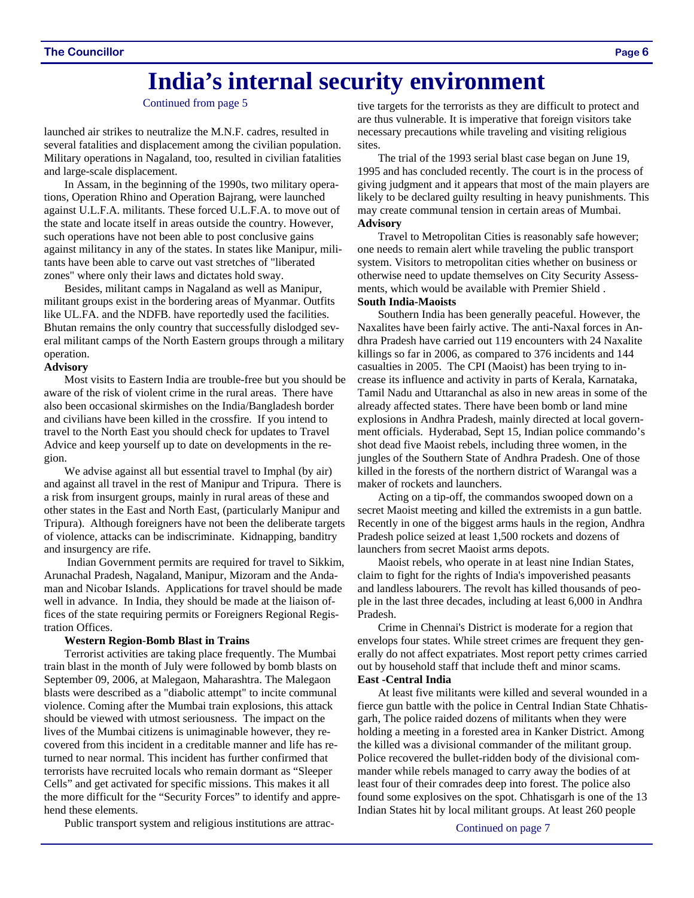# India's internal security environment

Continued from page 5

launched air strikes to neutralize the M.N.F. cadres, resulted in several fatalities and displacement among the civilian population. Military operations in Nagaland, too, resulted in civilian fatalities and large-scale displacement.

In Assam, in the beginning of the 1990s, two military operations, Operation Rhino and Operation Bajrang, were launched against U.L.F.A. militants. These forced U.L.F.A. to move out of the state and locate itself in areas outside the country. However, such operations have not been able to post conclusive gains against militancy in any of the states. In states like Manipur, militants have been able to carve out vast stretches of "liberated zones" where only their laws and dictates hold sway.

Besides, militant camps in Nagaland as well as Manipur, militant groups exist in the bordering areas of Myanmar. Outfits like UL.FA. and the NDFB. have reportedly used the facilities. Bhutan remains the only country that successfully dislodged several militant camps of the North Eastern groups through a military operation.

**Advisory**

Most visits to Eastern India are trouble-free but you should be aware of the risk of violent crime in the rural areas. There have also been occasional skirmishes on the India/Bangladesh border and civilians have been killed in the crossfire. If you intend to travel to the North East you should check for updates to Travel Advice and keep yourself up to date on developments in the region.

We advise against all but essential travel to Imphal (by air) and against all travel in the rest of Manipur and Tripura. There is a risk from insurgent groups, mainly in rural areas of these and other states in the East and North East, (particularly Manipur and Tripura). Although foreigners have not been the deliberate targets of violence, attacks can be indiscriminate. Kidnapping, banditry and insurgency are rife.

Indian Government permits are required for travel to Sikkim, Arunachal Pradesh, Nagaland, Manipur, Mizoram and the Andaman and Nicobar Islands. Applications for travel should be made well in advance. In India, they should be made at the liaison offices of the state requiring permits or Foreigners Regional Registration Offices.

**Western Region-Bomb Blast in Trains**

Terrorist activities are taking place frequently. The Mumbai train blast in the month of July were followed by bomb blasts on September 09, 2006, at Malegaon, Maharashtra. The Malegaon blasts were described as a "diabolic attempt" to incite communal violence. Coming after the Mumbai train explosions, this attack should be viewed with utmost seriousness. The impact on the lives of the Mumbai citizens is unimaginable however, they recovered from this incident in a creditable manner and life has returned to near normal. This incident has further confirmed that terrorists have recruited locals who remain dormant as "Sleeper Cells" and get activated for specific missions. This makes it all the more difficult for the "Security Forces" to identify and apprehend these elements.

Public transport system and religious institutions are attractive targets for the terrorists as they are difficult to protect and are thus vulnerable. It is imperative that foreign visitors take necessary precautions while traveling and visiting religious sites.

The trial of the 1993 serial blast case began on June 19, 1995 and has concluded recently. The court is in the process of giving judgment and it appears that most of the main players are likely to be declared guilty resulting in heavy punishments. This may create communal tension in certain areas of Mumbai.

**Advisory**

Travel to Metropolitan Cities is reasonably safe however; one needs to remain alert while traveling the public transport system. Visitors to metropolitan cities whether on business or otherwise need to update themselves on City Security Assessments, which would be available with Premier Shield .

**South India-Maoists**

Southern India has been generally peaceful. However, the Naxalites have been fairly active. The anti-Naxal forces in Andhra Pradesh have carried out 119 encounters with 24 Naxalite killings so far in 2006, as compared to 376 incidents and 144 casualties in 2005. The CPI (Maoist) has been trying to increase its influence and activity in parts of Kerala, Karnataka, Tamil Nadu and Uttaranchal as also in new areas in some of the already affected states. There have been bomb or land mine explosions in Andhra Pradesh, mainly directed at local government officials. Hyderabad, Sept 15, Indian police commando's shot dead five Maoist rebels, including three women, in the jungles of the Southern State of Andhra Pradesh. One of those killed in the forests of the northern district of Warangal was a maker of rockets and launchers.

Acting on a tip-off, the commandos swooped down on a secret Maoist meeting and killed the extremists in a gun battle. Recently in one of the biggest arms hauls in the region, Andhra Pradesh police seized at least 1,500 rockets and dozens of launchers from secret Maoist arms depots.

Maoist rebels, who operate in at least nine Indian States, claim to fight for the rights of India's impoverished peasants and landless labourers. The revolt has killed thousands of people in the last three decades, including at least 6,000 in Andhra Pradesh.

Crime in Chennai's District is moderate for a region that envelops four states. While street crimes are frequent they generally do not affect expatriates. Most report petty crimes carried out by household staff that include theft and minor scams.

**East -Central India**

At least five militants were killed and several wounded in a fierce gun battle with the police in Central Indian State Chhatisgarh, The police raided dozens of militants when they were holding a meeting in a forested area in Kanker District. Among the killed was a divisional commander of the militant group. Police recovered the bullet-ridden body of the divisional commander while rebels managed to carry away the bodies of at least four of their comrades deep into forest. The police also found some explosives on the spot. Chhatisgarh is one of the 13 Indian States hit by local militant groups. At least 260 people

Continued on page 7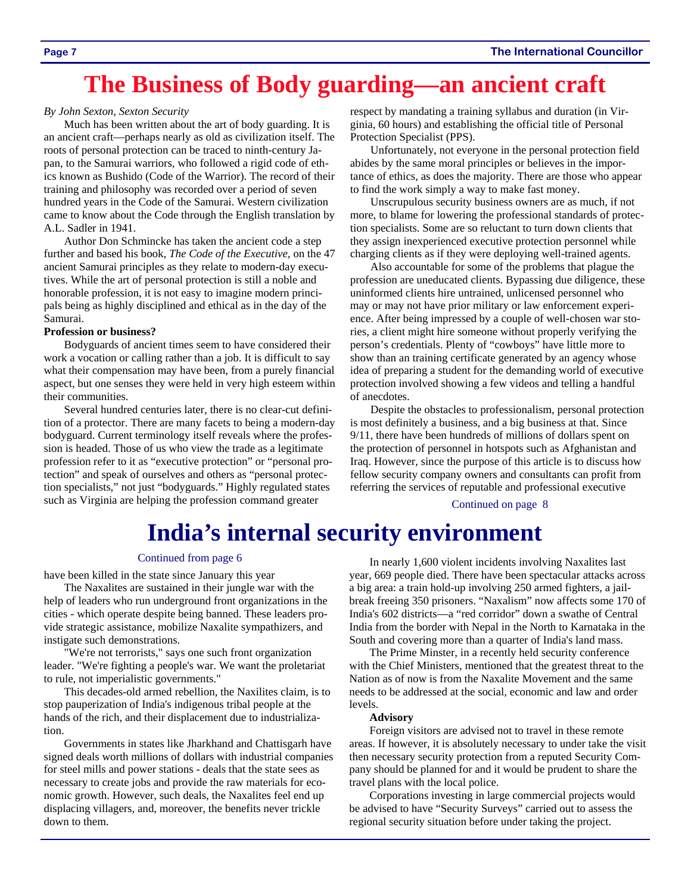# The Business of Body guarding—an ancient craft

*By John Sexton, Sexton Security*

Much has been written about the art of body guarding. It is an ancient craft—perhaps nearly as old as civilization itself. The roots of personal protection can be traced to ninth-century Japan, to the Samurai warriors, who followed a rigid code of ethics known as Bushido (Code of the Warrior). The record of their training and philosophy was recorded over a period of seven hundred years in the Code of the Samurai. Western civilization came to know about the Code through the English translation by A.L. Sadler in 1941.

Author Don Schmincke has taken the ancient code a step further and based his book, *The Code of the Executive*, on the 47 ancient Samurai principles as they relate to modern-day executives. While the art of personal protection is still a noble and honorable profession, it is not easy to imagine modern principals being as highly disciplined and ethical as in the day of the Samurai.

**Profession or business?**

Bodyguards of ancient times seem to have considered their work a vocation or calling rather than a job. It is difficult to say what their compensation may have been, from a purely financial aspect, but one senses they were held in very high esteem within their communities.

Several hundred centuries later, there is no clear-cut definition of a protector. There are many facets to being a modern-day bodyguard. Current terminology itself reveals where the profession is headed. Those of us who view the trade as a legitimate profession refer to it as "executive protection" or "personal protection" and speak of ourselves and others as "personal protection specialists," not just "bodyguards." Highly regulated states such as Virginia are helping the profession command greater respect by mandating a training syllabus and duration (in Virginia, 60 hours) and establishing the official title of Personal Protection Specialist (PPS).

Unfortunately, not everyone in the personal protection field abides by the same moral principles or believes in the importance of ethics, as does the majority. There are those who appear to find the work simply a way to make fast money.

Unscrupulous security business owners are as much, if not more, to blame for lowering the professional standards of protection specialists. Some are so reluctant to turn down clients that they assign inexperienced executive protection personnel while charging clients as if they were deploying well-trained agents.

Also accountable for some of the problems that plague the profession are uneducated clients. Bypassing due diligence, these uninformed clients hire untrained, unlicensed personnel who may or may not have prior military or law enforcement experience. After being impressed by a couple of well-chosen war stories, a client might hire someone without properly verifying the person's credentials. Plenty of "cowboys" have little more to show than an training certificate generated by an agency whose idea of preparing a student for the demanding world of executive protection involved showing a few videos and telling a handful of anecdotes.

Despite the obstacles to professionalism, personal protection is most definitely a business, and a big business at that. Since 9/11, there have been hundreds of millions of dollars spent on the protection of personnel in hotspots such as Afghanistan and Iraq. However, since the purpose of this article is to discuss how fellow security company owners and consultants can profit from referring the services of reputable and professional executive

Continued on page 8

# India's internal security environment

Continued from page 6

have been killed in the state since January this year

The Naxalites are sustained in their jungle war with the help of leaders who run underground front organizations in the cities - which operate despite being banned. These leaders provide strategic assistance, mobilize Naxalite sympathizers, and instigate such demonstrations.

"We're not terrorists," says one such front organization leader. "We're fighting a people's war. We want the proletariat to rule, not imperialistic governments."

This decades-old armed rebellion, the Naxilites claim, is to stop pauperization of India's indigenous tribal people at the hands of the rich, and their displacement due to industrialization.

Governments in states like Jharkhand and Chattisgarh have signed deals worth millions of dollars with industrial companies for steel mills and power stations - deals that the state sees as necessary to create jobs and provide the raw materials for economic growth. However, such deals, the Naxalites feel end up displacing villagers, and, moreover, the benefits never trickle down to them.

In nearly 1,600 violent incidents involving Naxalites last year, 669 people died. There have been spectacular attacks across a big area: a train hold-up involving 250 armed fighters, a jail-break freeing 350 prisoners. "Naxalism" now affects some 170 of India's 602 districts—a "red corridor" down a swathe of Central India from the border with Nepal in the North to Karnataka in the South and covering more than a quarter of India's land mass.

The Prime Minister, in a recently held security conference with the Chief Ministers, mentioned that the greatest threat to the Nation as of now is from the Naxalite Movement and the same needs to be addressed at the social, economic and law and order levels.

**Advisory**

Foreign visitors are advised not to travel in these remote areas. If however, it is absolutely necessary to under take the visit then necessary security protection from a reputed Security Company should be planned for and it would be prudent to share the travel plans with the local police.

Corporations investing in large commercial projects would be advised to have "Security Surveys" carried out to assess the regional security situation before under taking the project.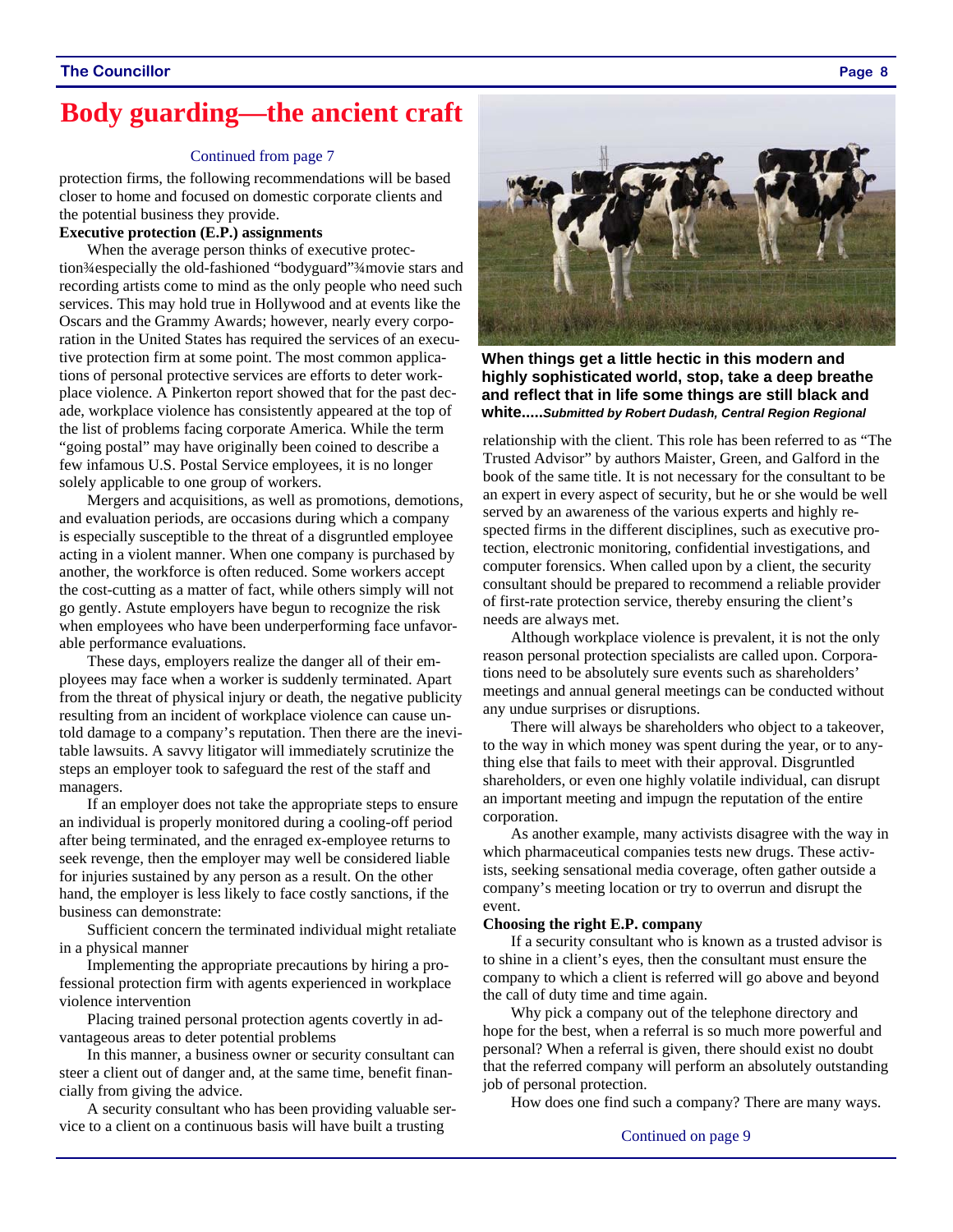# Body guarding—the ancient craft

Continued from page 7

protection firms, the following recommendations will be based closer to home and focused on domestic corporate clients and the potential business they provide.

**Executive protection (E.P.) assignments**

When the average person thinks of executive protection¾especially the old-fashioned "bodyguard"¾movie stars and recording artists come to mind as the only people who need such services. This may hold true in Hollywood and at events like the Oscars and the Grammy Awards; however, nearly every corporation in the United States has required the services of an executive protection firm at some point. The most common applications of personal protective services are efforts to deter workplace violence. A Pinkerton report showed that for the past decade, workplace violence has consistently appeared at the top of the list of problems facing corporate America. While the term "going postal" may have originally been coined to describe a few infamous U.S. Postal Service employees, it is no longer solely applicable to one group of workers.

Mergers and acquisitions, as well as promotions, demotions, and evaluation periods, are occasions during which a company is especially susceptible to the threat of a disgruntled employee acting in a violent manner. When one company is purchased by another, the workforce is often reduced. Some workers accept the cost-cutting as a matter of fact, while others simply will not go gently. Astute employers have begun to recognize the risk when employees who have been underperforming face unfavorable performance evaluations.

These days, employers realize the danger all of their employees may face when a worker is suddenly terminated. Apart from the threat of physical injury or death, the negative publicity resulting from an incident of workplace violence can cause untold damage to a company's reputation. Then there are the inevitable lawsuits. A savvy litigator will immediately scrutinize the steps an employer took to safeguard the rest of the staff and managers.

If an employer does not take the appropriate steps to ensure an individual is properly monitored during a cooling-off period after being terminated, and the enraged ex-employee returns to seek revenge, then the employer may well be considered liable for injuries sustained by any person as a result. On the other hand, the employer is less likely to face costly sanctions, if the business can demonstrate:

Sufficient concern the terminated individual might retaliate in a physical manner

Implementing the appropriate precautions by hiring a professional protection firm with agents experienced in workplace violence intervention

Placing trained personal protection agents covertly in advantageous areas to deter potential problems

In this manner, a business owner or security consultant can steer a client out of danger and, at the same time, benefit financially from giving the advice.

A security consultant who has been providing valuable service to a client on a continuous basis will have built a trusting relationship with the client. This role has been referred to as "The Trusted Advisor" by authors Maister, Green, and Galford in the book of the same title. It is not necessary for the consultant to be an expert in every aspect of security, but he or she would be well served by an awareness of the various experts and highly respected firms in the different disciplines, such as executive protection, electronic monitoring, confidential investigations, and computer forensics. When called upon by a client, the security consultant should be prepared to recommend a reliable provider of first-rate protection service, thereby ensuring the client's needs are always met.

Although workplace violence is prevalent, it is not the only reason personal protection specialists are called upon. Corporations need to be absolutely sure events such as shareholders' meetings and annual general meetings can be conducted without any undue surprises or disruptions.

There will always be shareholders who object to a takeover, to the way in which money was spent during the year, or to anything else that fails to meet with their approval. Disgruntled shareholders, or even one highly volatile individual, can disrupt an important meeting and impugn the reputation of the entire corporation.

As another example, many activists disagree with the way in which pharmaceutical companies tests new drugs. These activists, seeking sensational media coverage, often gather outside a company's meeting location or try to overrun and disrupt the event.

**Choosing the right E.P. company**

If a security consultant who is known as a trusted advisor is to shine in a client's eyes, then the consultant must ensure the company to which a client is referred will go above and beyond the call of duty time and time again.

Why pick a company out of the telephone directory and hope for the best, when a referral is so much more powerful and personal? When a referral is given, there should exist no doubt that the referred company will perform an absolutely outstanding job of personal protection.

How does one find such a company? There are many ways.

Continued on page 9

**When things get a little hectic in this modern and highly sophisticated world, stop, take a deep breathe and reflect that in life some things are still black and white.....*Submitted by Robert Dudash, Central Region Regional***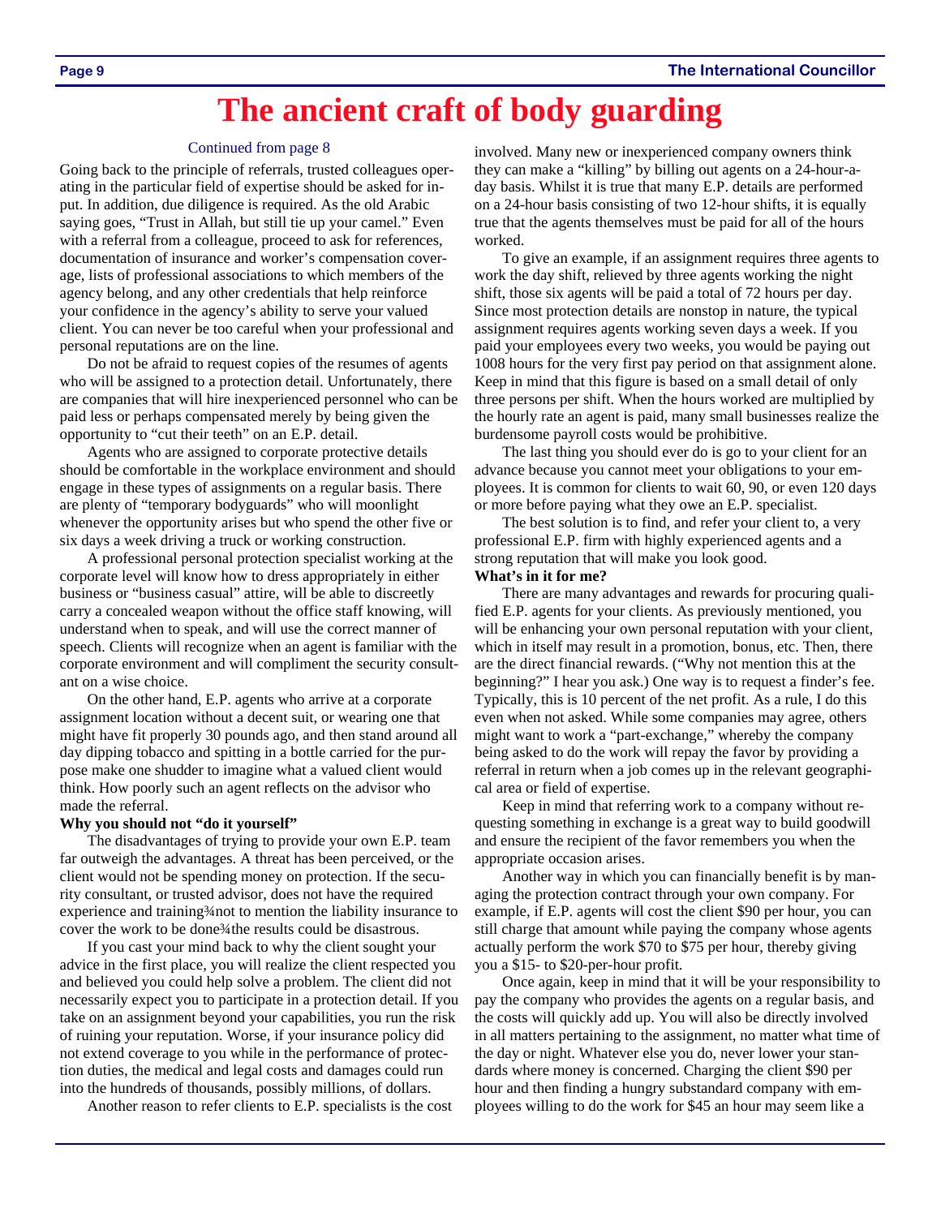# The ancient craft of body guarding

Continued from page 8

Going back to the principle of referrals, trusted colleagues operating in the particular field of expertise should be asked for input. In addition, due diligence is required. As the old Arabic saying goes, "Trust in Allah, but still tie up your camel." Even with a referral from a colleague, proceed to ask for references, documentation of insurance and worker's compensation coverage, lists of professional associations to which members of the agency belong, and any other credentials that help reinforce your confidence in the agency's ability to serve your valued client. You can never be too careful when your professional and personal reputations are on the line.

Do not be afraid to request copies of the resumes of agents who will be assigned to a protection detail. Unfortunately, there are companies that will hire inexperienced personnel who can be paid less or perhaps compensated merely by being given the opportunity to "cut their teeth" on an E.P. detail.

Agents who are assigned to corporate protective details should be comfortable in the workplace environment and should engage in these types of assignments on a regular basis. There are plenty of "temporary bodyguards" who will moonlight whenever the opportunity arises but who spend the other five or six days a week driving a truck or working construction.

A professional personal protection specialist working at the corporate level will know how to dress appropriately in either business or "business casual" attire, will be able to discreetly carry a concealed weapon without the office staff knowing, will understand when to speak, and will use the correct manner of speech. Clients will recognize when an agent is familiar with the corporate environment and will compliment the security consultant on a wise choice.

On the other hand, E.P. agents who arrive at a corporate assignment location without a decent suit, or wearing one that might have fit properly 30 pounds ago, and then stand around all day dipping tobacco and spitting in a bottle carried for the purpose make one shudder to imagine what a valued client would think. How poorly such an agent reflects on the advisor who made the referral.

**Why you should not "do it yourself"**

The disadvantages of trying to provide your own E.P. team far outweigh the advantages. A threat has been perceived, or the client would not be spending money on protection. If the security consultant, or trusted advisor, does not have the required experience and training¾not to mention the liability insurance to cover the work to be done¾the results could be disastrous.

If you cast your mind back to why the client sought your advice in the first place, you will realize the client respected you and believed you could help solve a problem. The client did not necessarily expect you to participate in a protection detail. If you take on an assignment beyond your capabilities, you run the risk of ruining your reputation. Worse, if your insurance policy did not extend coverage to you while in the performance of protection duties, the medical and legal costs and damages could run into the hundreds of thousands, possibly millions, of dollars.

Another reason to refer clients to E.P. specialists is the cost involved. Many new or inexperienced company owners think they can make a "killing" by billing out agents on a 24-hour-a-day basis. Whilst it is true that many E.P. details are performed on a 24-hour basis consisting of two 12-hour shifts, it is equally true that the agents themselves must be paid for all of the hours worked.

To give an example, if an assignment requires three agents to work the day shift, relieved by three agents working the night shift, those six agents will be paid a total of 72 hours per day. Since most protection details are nonstop in nature, the typical assignment requires agents working seven days a week. If you paid your employees every two weeks, you would be paying out 1008 hours for the very first pay period on that assignment alone. Keep in mind that this figure is based on a small detail of only three persons per shift. When the hours worked are multiplied by the hourly rate an agent is paid, many small businesses realize the burdensome payroll costs would be prohibitive.

The last thing you should ever do is go to your client for an advance because you cannot meet your obligations to your employees. It is common for clients to wait 60, 90, or even 120 days or more before paying what they owe an E.P. specialist.

The best solution is to find, and refer your client to, a very professional E.P. firm with highly experienced agents and a strong reputation that will make you look good.

**What's in it for me?**

There are many advantages and rewards for procuring qualified E.P. agents for your clients. As previously mentioned, you will be enhancing your own personal reputation with your client, which in itself may result in a promotion, bonus, etc. Then, there are the direct financial rewards. ("Why not mention this at the beginning?" I hear you ask.) One way is to request a finder's fee. Typically, this is 10 percent of the net profit. As a rule, I do this even when not asked. While some companies may agree, others might want to work a "part-exchange," whereby the company being asked to do the work will repay the favor by providing a referral in return when a job comes up in the relevant geographical area or field of expertise.

Keep in mind that referring work to a company without requesting something in exchange is a great way to build goodwill and ensure the recipient of the favor remembers you when the appropriate occasion arises.

Another way in which you can financially benefit is by managing the protection contract through your own company. For example, if E.P. agents will cost the client $90 per hour, you can still charge that amount while paying the company whose agents actually perform the work $70 to $75 per hour, thereby giving you a $15- to $20-per-hour profit.

Once again, keep in mind that it will be your responsibility to pay the company who provides the agents on a regular basis, and the costs will quickly add up. You will also be directly involved in all matters pertaining to the assignment, no matter what time of the day or night. Whatever else you do, never lower your standards where money is concerned. Charging the client $90 per hour and then finding a hungry substandard company with employees willing to do the work for $45 an hour may seem like a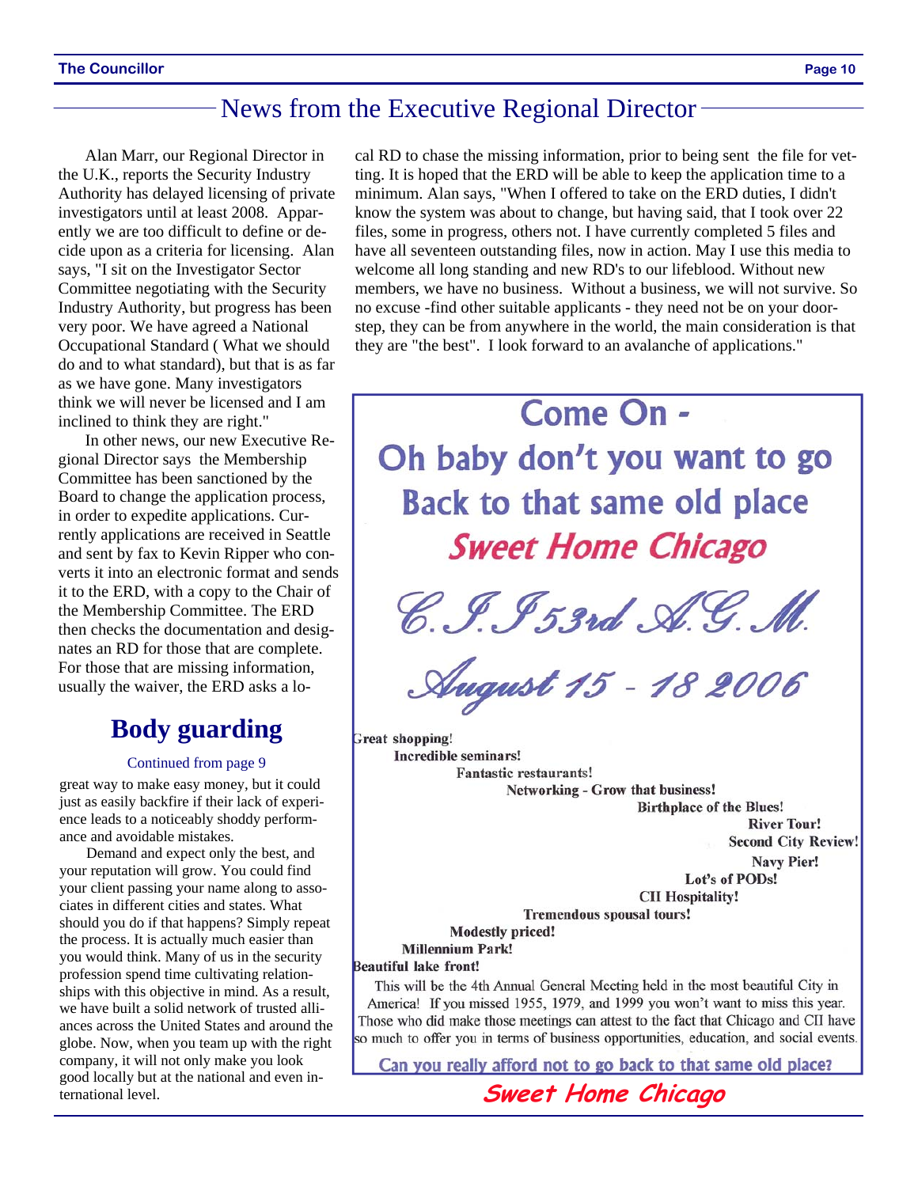## News from the Executive Regional Director

Alan Marr, our Regional Director in the U.K., reports the Security Industry Authority has delayed licensing of private investigators until at least 2008. Apparently we are too difficult to define or decide upon as a criteria for licensing. Alan says, "I sit on the Investigator Sector Committee negotiating with the Security Industry Authority, but progress has been very poor. We have agreed a National Occupational Standard ( What we should do and to what standard), but that is as far as we have gone. Many investigators think we will never be licensed and I am inclined to think they are right."

In other news, our new Executive Regional Director says the Membership Committee has been sanctioned by the Board to change the application process, in order to expedite applications. Currently applications are received in Seattle and sent by fax to Kevin Ripper who converts it into an electronic format and sends it to the ERD, with a copy to the Chair of the Membership Committee. The ERD then checks the documentation and designates an RD for those that are complete. For those that are missing information, usually the waiver, the ERD asks a local RD to chase the missing information, prior to being sent the file for vetting. It is hoped that the ERD will be able to keep the application time to a minimum. Alan says, "When I offered to take on the ERD duties, I didn't know the system was about to change, but having said, that I took over 22 files, some in progress, others not. I have currently completed 5 files and have all seventeen outstanding files, now in action. May I use this media to welcome all long standing and new RD's to our lifeblood. Without new members, we have no business. Without a business, we will not survive. So no excuse -find other suitable applicants - they need not be on your doorstep, they can be from anywhere in the world, the main consideration is that they are "the best". I look forward to an avalanche of applications."

## Body guarding

Continued from page 9

great way to make easy money, but it could just as easily backfire if their lack of experience leads to a noticeably shoddy performance and avoidable mistakes.

Demand and expect only the best, and your reputation will grow. You could find your client passing your name along to associates in different cities and states. What should you do if that happens? Simply repeat the process. It is actually much easier than you would think. Many of us in the security profession spend time cultivating relationships with this objective in mind. As a result, we have built a solid network of trusted alliances across the United States and around the globe. Now, when you team up with the right company, it will not only make you look good locally but at the national and even international level.

# Come On -
# Oh baby don't you want to go Back to that same old place
# *Sweet Home Chicago*

## *C.I.I 53rd A.G.M.*

## *August 15 - 18 2006*

**Great shopping!**
**Incredible seminars!**
**Fantastic restaurants!**
**Networking - Grow that business!**
**Birthplace of the Blues!**
**River Tour!**
**Second City Review!**
**Navy Pier!**
**Lot's of PODs!**
**CII Hospitality!**
**Tremendous spousal tours!**
**Modestly priced!**
**Millennium Park!**
**Beautiful lake front!**

This will be the 4th Annual General Meeting held in the most beautiful City in America! If you missed 1955, 1979, and 1999 you won't want to miss this year. Those who did make those meetings can attest to the fact that Chicago and CII have so much to offer you in terms of business opportunities, education, and social events.

**Can you really afford not to go back to that same old place?**

***Sweet Home Chicago***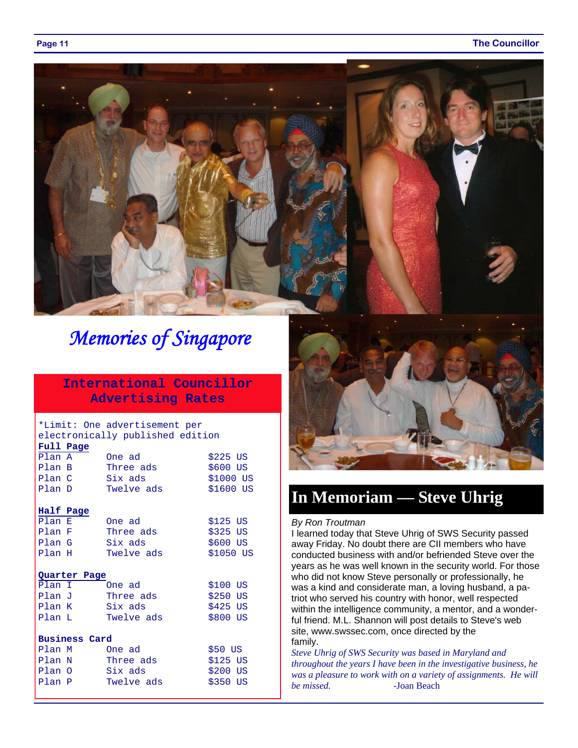# Memories of Singapore

## International Councillor Advertising Rates

*Limit: One advertisement per electronically published edition

**Full Page**

| | | |
|---|---|---|
| Plan A | One ad | $225 US |
| Plan B | Three ads | $600 US |
| Plan C | Six ads | $1000 US |
| Plan D | Twelve ads | $1600 US |

**Half Page**

| | | |
|---|---|---|
| Plan E | One ad | $125 US |
| Plan F | Three ads | $325 US |
| Plan G | Six ads | $600 US |
| Plan H | Twelve ads | $1050 US |

**Quarter Page**

| | | |
|---|---|---|
| Plan I | One ad | $100 US |
| Plan J | Three ads | $250 US |
| Plan K | Six ads | $425 US |
| Plan L | Twelve ads | $800 US |

**Business Card**

| | | |
|---|---|---|
| Plan M | One ad | $50 US |
| Plan N | Three ads | $125 US |
| Plan O | Six ads | $200 US |
| Plan P | Twelve ads | $350 US |

## In Memoriam — Steve Uhrig

*By Ron Troutman*

I learned today that Steve Uhrig of SWS Security passed away Friday. No doubt there are CII members who have conducted business with and/or befriended Steve over the years as he was well known in the security world. For those who did not know Steve personally or professionally, he was a kind and considerate man, a loving husband, a patriot who served his country with honor, well respected within the intelligence community, a mentor, and a wonderful friend. M.L. Shannon will post details to Steve's web site, www.swssec.com, once directed by the family.

*Steve Uhrig of SWS Security was based in Maryland and throughout the years I have been in the investigative business, he was a pleasure to work with on a variety of assignments. He will be missed.* -Joan Beach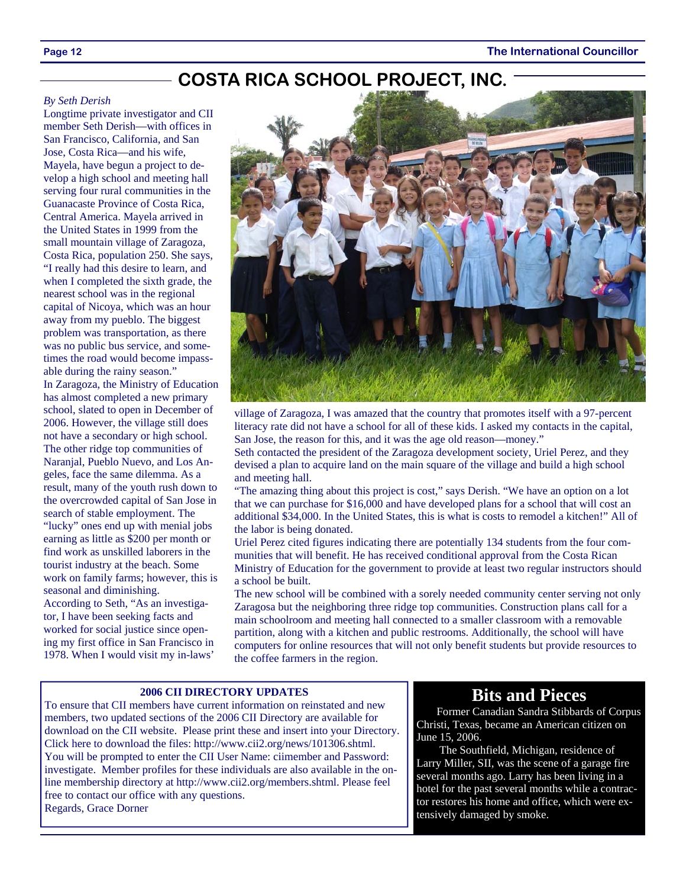## COSTA RICA SCHOOL PROJECT, INC.

*By Seth Derish*

Longtime private investigator and CII member Seth Derish—with offices in San Francisco, California, and San Jose, Costa Rica—and his wife, Mayela, have begun a project to develop a high school and meeting hall serving four rural communities in the Guanacaste Province of Costa Rica, Central America. Mayela arrived in the United States in 1999 from the small mountain village of Zaragoza, Costa Rica, population 250. She says, "I really had this desire to learn, and when I completed the sixth grade, the nearest school was in the regional capital of Nicoya, which was an hour away from my pueblo. The biggest problem was transportation, as there was no public bus service, and sometimes the road would become impassable during the rainy season."

In Zaragoza, the Ministry of Education has almost completed a new primary school, slated to open in December of 2006. However, the village still does not have a secondary or high school. The other ridge top communities of Naranjal, Pueblo Nuevo, and Los Angeles, face the same dilemma. As a result, many of the youth rush down to the overcrowded capital of San Jose in search of stable employment. The "lucky" ones end up with menial jobs earning as little as $200 per month or find work as unskilled laborers in the tourist industry at the beach. Some work on family farms; however, this is seasonal and diminishing.

According to Seth, "As an investigator, I have been seeking facts and worked for social justice since opening my first office in San Francisco in 1978. When I would visit my in-laws' village of Zaragoza, I was amazed that the country that promotes itself with a 97-percent literacy rate did not have a school for all of these kids. I asked my contacts in the capital, San Jose, the reason for this, and it was the age old reason—money."

Seth contacted the president of the Zaragoza development society, Uriel Perez, and they devised a plan to acquire land on the main square of the village and build a high school and meeting hall.

"The amazing thing about this project is cost," says Derish. "We have an option on a lot that we can purchase for $16,000 and have developed plans for a school that will cost an additional $34,000. In the United States, this is what is costs to remodel a kitchen!" All of the labor is being donated.

Uriel Perez cited figures indicating there are potentially 134 students from the four communities that will benefit. He has received conditional approval from the Costa Rican Ministry of Education for the government to provide at least two regular instructors should a school be built.

The new school will be combined with a sorely needed community center serving not only Zaragosa but the neighboring three ridge top communities. Construction plans call for a main schoolroom and meeting hall connected to a smaller classroom with a removable partition, along with a kitchen and public restrooms. Additionally, the school will have computers for online resources that will not only benefit students but provide resources to the coffee farmers in the region.

---

**2006 CII DIRECTORY UPDATES**

To ensure that CII members have current information on reinstated and new members, two updated sections of the 2006 CII Directory are available for download on the CII website. Please print these and insert into your Directory. Click here to download the files: http://www.cii2.org/news/101306.shtml. You will be prompted to enter the CII User Name: ciimember and Password: investigate. Member profiles for these individuals are also available in the online membership directory at http://www.cii2.org/members.shtml. Please feel free to contact our office with any questions.

Regards, Grace Dorner

---

## Bits and Pieces

Former Canadian Sandra Stibbards of Corpus Christi, Texas, became an American citizen on June 15, 2006.

The Southfield, Michigan, residence of Larry Miller, SII, was the scene of a garage fire several months ago. Larry has been living in a hotel for the past several months while a contractor restores his home and office, which were extensively damaged by smoke.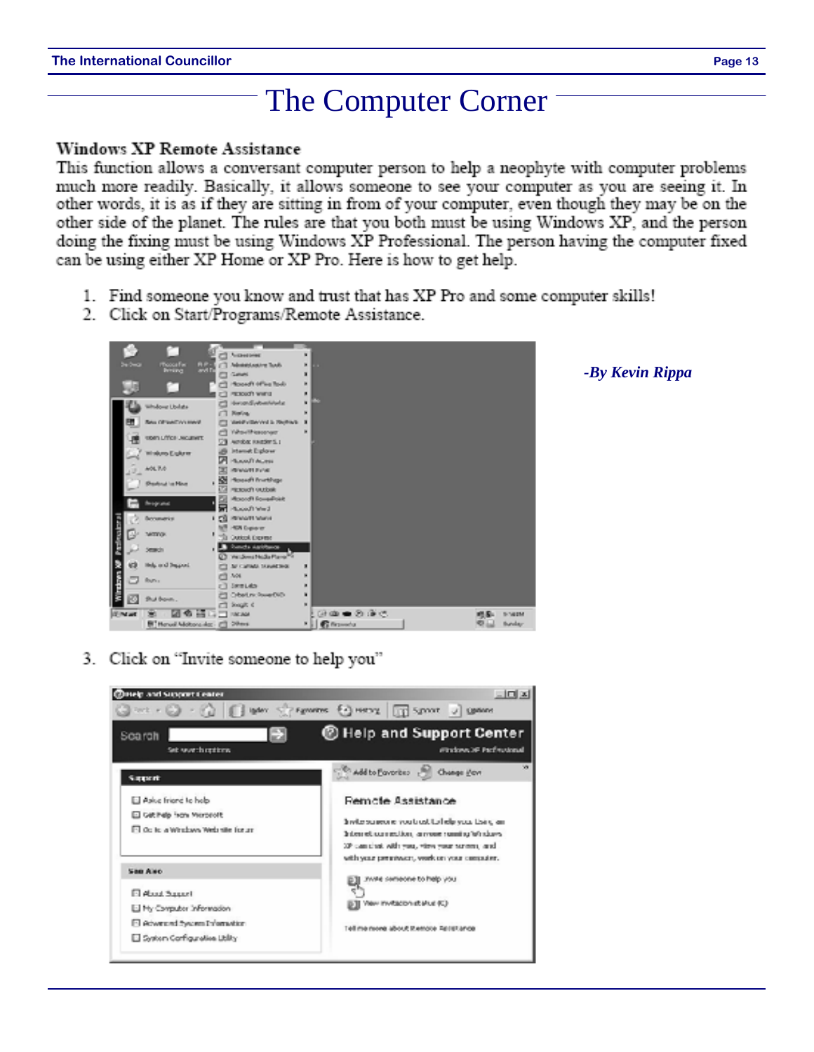# The Computer Corner

### Windows XP Remote Assistance

This function allows a conversant computer person to help a neophyte with computer problems much more readily. Basically, it allows someone to see your computer as you are seeing it. In other words, it is as if they are sitting in from of your computer, even though they may be on the other side of the planet. The rules are that you both must be using Windows XP, and the person doing the fixing must be using Windows XP Professional. The person having the computer fixed can be using either XP Home or XP Pro. Here is how to get help.

1. Find someone you know and trust that has XP Pro and some computer skills!
2. Click on Start/Programs/Remote Assistance.

*-By Kevin Rippa*

3. Click on "Invite someone to help you"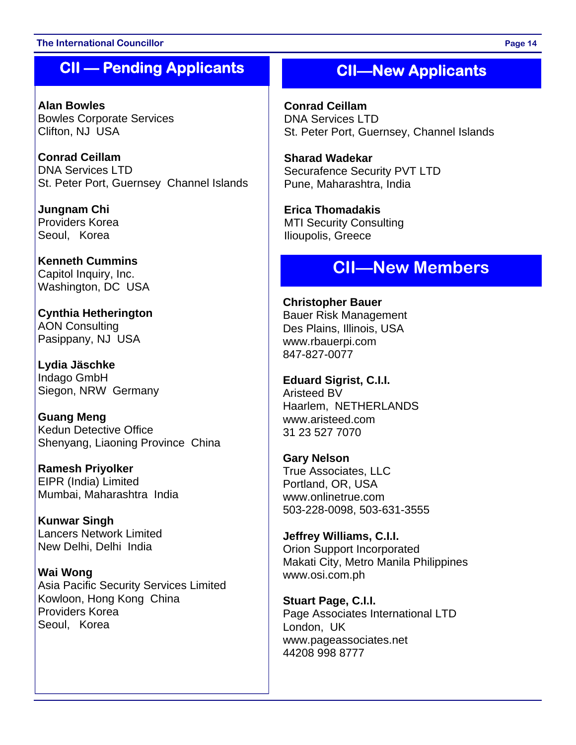## CII — Pending Applicants

**Alan Bowles**
Bowles Corporate Services
Clifton, NJ USA

**Conrad Ceillam**
DNA Services LTD
St. Peter Port, Guernsey Channel Islands

**Jungnam Chi**
Providers Korea
Seoul, Korea

**Kenneth Cummins**
Capitol Inquiry, Inc.
Washington, DC USA

**Cynthia Hetherington**
AON Consulting
Pasippany, NJ USA

**Lydia Jäschke**
Indago GmbH
Siegon, NRW Germany

**Guang Meng**
Kedun Detective Office
Shenyang, Liaoning Province China

**Ramesh Priyolker**
EIPR (India) Limited
Mumbai, Maharashtra India

**Kunwar Singh**
Lancers Network Limited
New Delhi, Delhi India

**Wai Wong**
Asia Pacific Security Services Limited
Kowloon, Hong Kong China
Providers Korea
Seoul, Korea

## CII—New Applicants

**Conrad Ceillam**
DNA Services LTD
St. Peter Port, Guernsey, Channel Islands

**Sharad Wadekar**
Securafence Security PVT LTD
Pune, Maharashtra, India

**Erica Thomadakis**
MTI Security Consulting
Ilioupolis, Greece

## CII—New Members

**Christopher Bauer**
Bauer Risk Management
Des Plains, Illinois, USA
www.rbauerpi.com
847-827-0077

**Eduard Sigrist, C.I.I.**
Aristeed BV
Haarlem, NETHERLANDS
www.aristeed.com
31 23 527 7070

**Gary Nelson**
True Associates, LLC
Portland, OR, USA
www.onlinetrue.com
503-228-0098, 503-631-3555

**Jeffrey Williams, C.I.I.**
Orion Support Incorporated
Makati City, Metro Manila Philippines
www.osi.com.ph

**Stuart Page, C.I.I.**
Page Associates International LTD
London, UK
www.pageassociates.net
44208 998 8777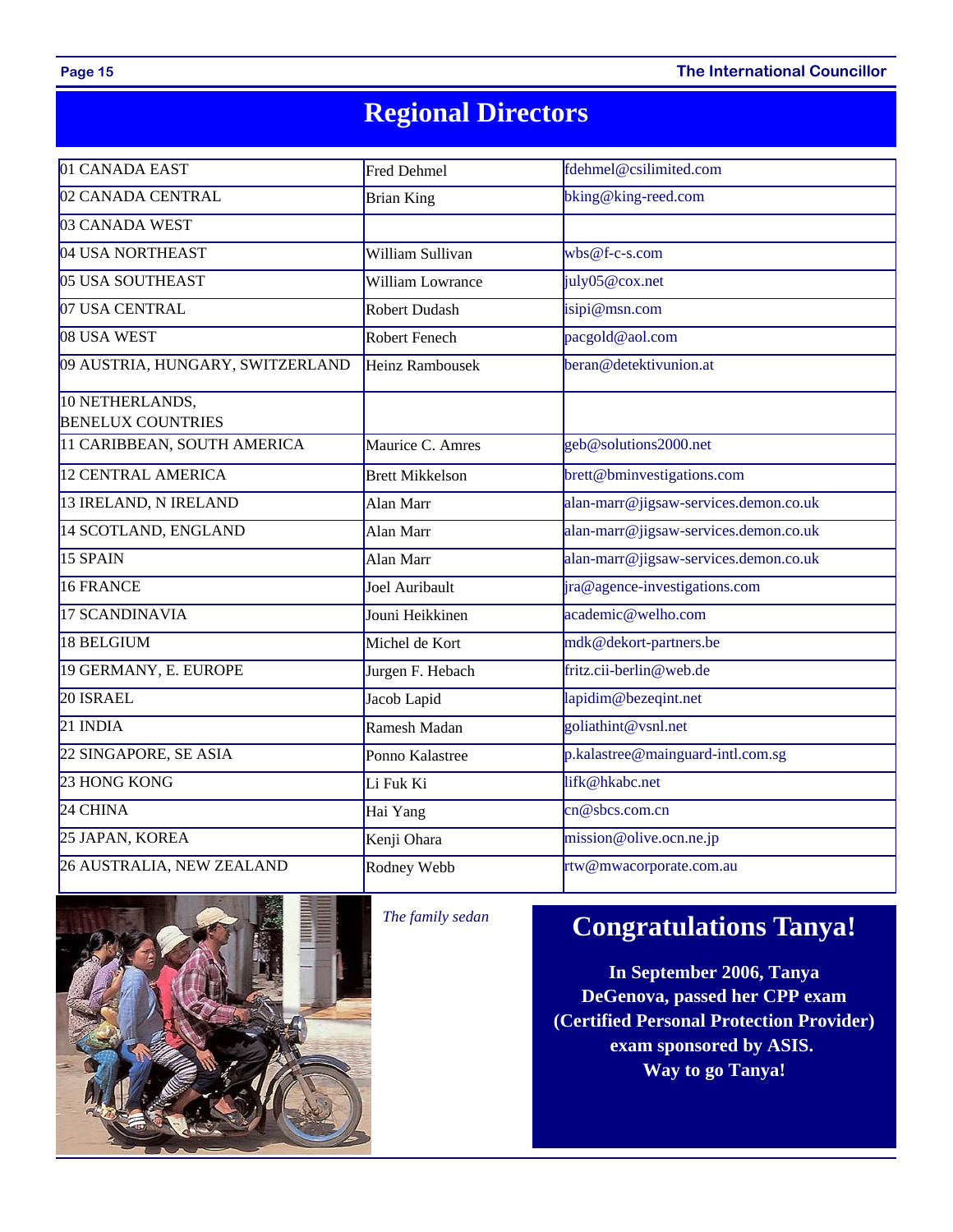# Regional Directors

| | | |
|---|---|---|
| 01 CANADA EAST | Fred Dehmel | fdehmel@csilimited.com |
| 02 CANADA CENTRAL | Brian King | bking@king-reed.com |
| 03 CANADA WEST | | |
| 04 USA NORTHEAST | William Sullivan | wbs@f-c-s.com |
| 05 USA SOUTHEAST | William Lowrance | july05@cox.net |
| 07 USA CENTRAL | Robert Dudash | isipi@msn.com |
| 08 USA WEST | Robert Fenech | pacgold@aol.com |
| 09 AUSTRIA, HUNGARY, SWITZERLAND | Heinz Rambousek | beran@detektivunion.at |
| 10 NETHERLANDS, BENELUX COUNTRIES | | |
| 11 CARIBBEAN, SOUTH AMERICA | Maurice C. Amres | geb@solutions2000.net |
| 12 CENTRAL AMERICA | Brett Mikkelson | brett@bminvestigations.com |
| 13 IRELAND, N IRELAND | Alan Marr | alan-marr@jigsaw-services.demon.co.uk |
| 14 SCOTLAND, ENGLAND | Alan Marr | alan-marr@jigsaw-services.demon.co.uk |
| 15 SPAIN | Alan Marr | alan-marr@jigsaw-services.demon.co.uk |
| 16 FRANCE | Joel Auribault | jra@agence-investigations.com |
| 17 SCANDINAVIA | Jouni Heikkinen | academic@welho.com |
| 18 BELGIUM | Michel de Kort | mdk@dekort-partners.be |
| 19 GERMANY, E. EUROPE | Jurgen F. Hebach | fritz.cii-berlin@web.de |
| 20 ISRAEL | Jacob Lapid | lapidim@bezeqint.net |
| 21 INDIA | Ramesh Madan | goliathint@vsnl.net |
| 22 SINGAPORE, SE ASIA | Ponno Kalastree | p.kalastree@mainguard-intl.com.sg |
| 23 HONG KONG | Li Fuk Ki | lifk@hkabc.net |
| 24 CHINA | Hai Yang | cn@sbcs.com.cn |
| 25 JAPAN, KOREA | Kenji Ohara | mission@olive.ocn.ne.jp |
| 26 AUSTRALIA, NEW ZEALAND | Rodney Webb | rtw@mwacorporate.com.au |

*The family sedan*

## Congratulations Tanya!

**In September 2006, Tanya DeGenova, passed her CPP exam (Certified Personal Protection Provider) exam sponsored by ASIS. Way to go Tanya!**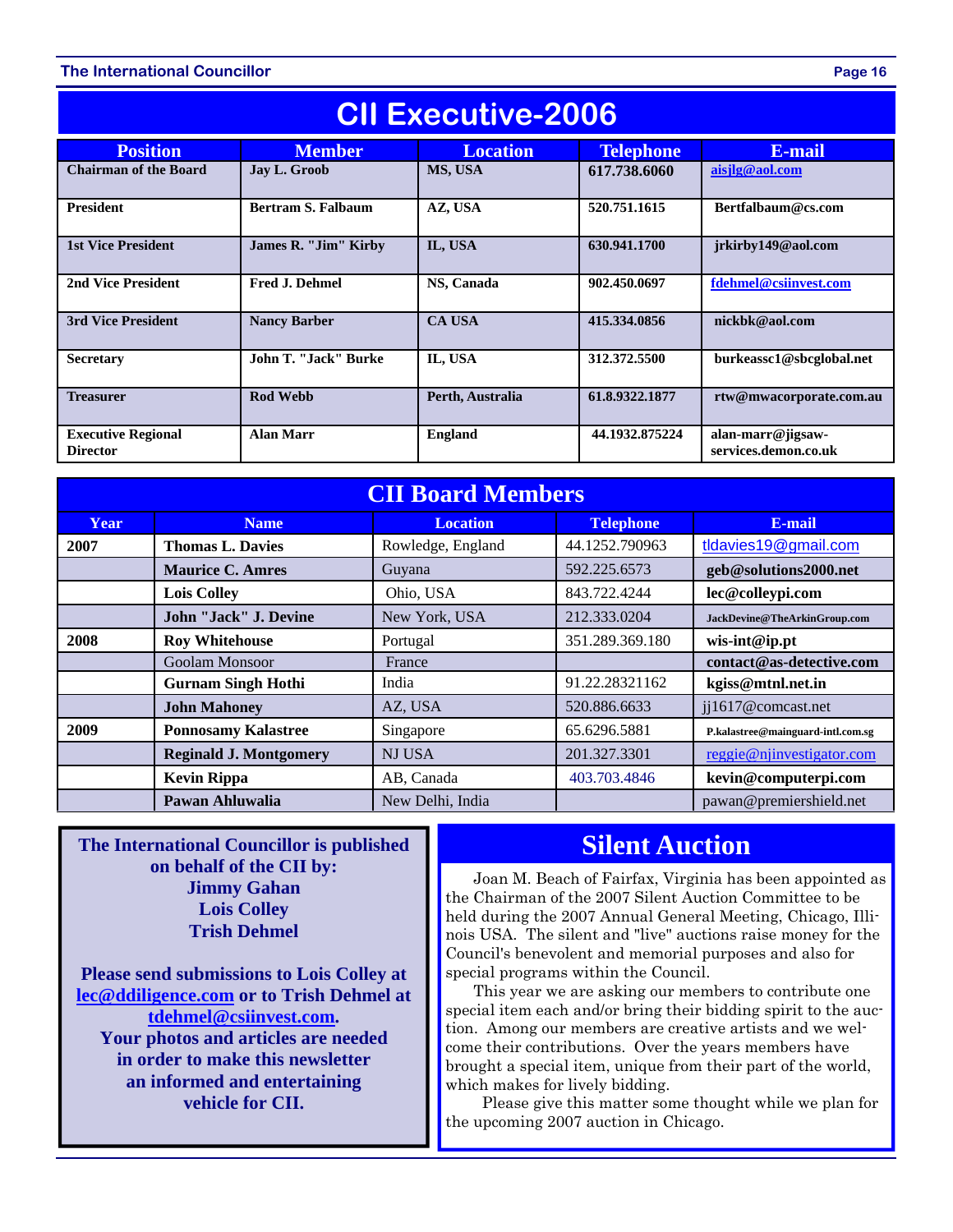# CII Executive-2006

| Position | Member | Location | Telephone | E-mail |
|---|---|---|---|---|
| **Chairman of the Board** | **Jay L. Groob** | **MS, USA** | **617.738.6060** | **aisjlg@aol.com** |
| **President** | **Bertram S. Falbaum** | **AZ, USA** | **520.751.1615** | **Bertfalbaum@cs.com** |
| **1st Vice President** | **James R. "Jim" Kirby** | **IL, USA** | **630.941.1700** | **jrkirby149@aol.com** |
| **2nd Vice President** | **Fred J. Dehmel** | **NS, Canada** | **902.450.0697** | **fdehmel@csiinvest.com** |
| **3rd Vice President** | **Nancy Barber** | **CA USA** | **415.334.0856** | **nickbk@aol.com** |
| **Secretary** | **John T. "Jack" Burke** | **IL, USA** | **312.372.5500** | **burkeassc1@sbcglobal.net** |
| **Treasurer** | **Rod Webb** | **Perth, Australia** | **61.8.9322.1877** | **rtw@mwacorporate.com.au** |
| **Executive Regional Director** | **Alan Marr** | **England** | **44.1932.875224** | **alan-marr@jigsaw-services.demon.co.uk** |

# CII Board Members

| Year | Name | Location | Telephone | E-mail |
|---|---|---|---|---|
| **2007** | **Thomas L. Davies** | Rowledge, England | 44.1252.790963 | tldavies19@gmail.com |
| | **Maurice C. Amres** | Guyana | 592.225.6573 | **geb@solutions2000.net** |
| | **Lois Colley** | Ohio, USA | 843.722.4244 | **lec@colleypi.com** |
| | **John "Jack" J. Devine** | New York, USA | 212.333.0204 | **JackDevine@TheArkinGroup.com** |
| **2008** | **Roy Whitehouse** | Portugal | 351.289.369.180 | **wis-int@ip.pt** |
| | Goolam Monsoor | France | | **contact@as-detective.com** |
| | **Gurnam Singh Hothi** | India | 91.22.28321162 | **kgiss@mtnl.net.in** |
| | **John Mahoney** | AZ, USA | 520.886.6633 | jj1617@comcast.net |
| **2009** | **Ponnosamy Kalastree** | Singapore | 65.6296.5881 | **P.kalastree@mainguard-intl.com.sg** |
| | **Reginald J. Montgomery** | NJ USA | 201.327.3301 | reggie@njinvestigator.com |
| | **Kevin Rippa** | AB, Canada | 403.703.4846 | **kevin@computerpi.com** |
| | **Pawan Ahluwalia** | New Delhi, India | | pawan@premiershield.net |

**The International Councillor is published on behalf of the CII by:**
**Jimmy Gahan**
**Lois Colley**
**Trish Dehmel**

**Please send submissions to Lois Colley at lec@ddiligence.com or to Trish Dehmel at tdehmel@csiinvest.com.**
**Your photos and articles are needed in order to make this newsletter an informed and entertaining vehicle for CII.**

## Silent Auction

Joan M. Beach of Fairfax, Virginia has been appointed as the Chairman of the 2007 Silent Auction Committee to be held during the 2007 Annual General Meeting, Chicago, Illinois USA. The silent and "live" auctions raise money for the Council's benevolent and memorial purposes and also for special programs within the Council.

This year we are asking our members to contribute one special item each and/or bring their bidding spirit to the auction. Among our members are creative artists and we welcome their contributions. Over the years members have brought a special item, unique from their part of the world, which makes for lively bidding.

Please give this matter some thought while we plan for the upcoming 2007 auction in Chicago.